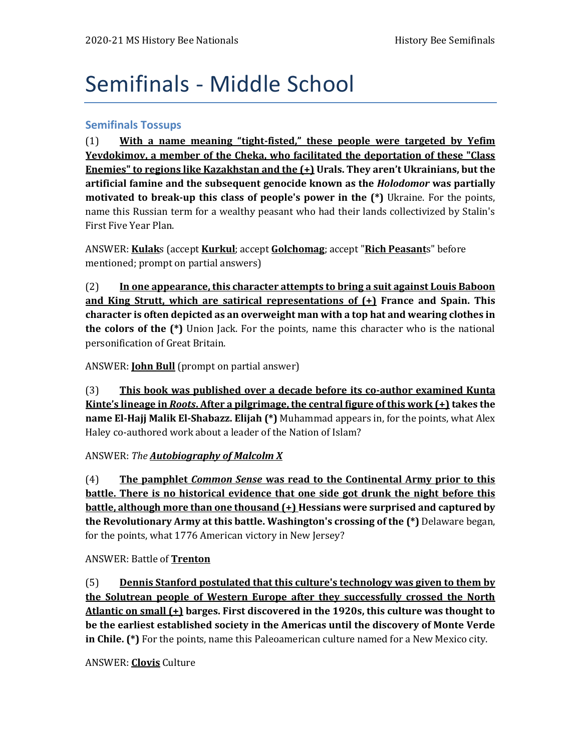# Semifinals - Middle School

## Semifinals Tossups

(1) **<u>With a name meaning "tight-fisted," these people were targeted by Yefim Yevdokimov, a member of the Cheka, who facilitated the deportation of these "Class Enemies" to regions like Kazakhstan and the (+)</u> Urals. They aren't Ukrainians, but the artificial famine and the subsequent genocide known as the *Holodomor* was partially motivated to break-up this class of people's power in the (\*)** Ukraine. For the points, name this Russian term for a wealthy peasant who had their lands collectivized by Stalin's First Five Year Plan.

ANSWER: **<u>Kulak</u>**s (accept **<u>Kurkul</u>**; accept **<u>Golchomag</u>**; accept "**<u>Rich Peasant</u>**s" before mentioned; prompt on partial answers)

(2) **<u>In one appearance, this character attempts to bring a suit against Louis Baboon and King Strutt, which are satirical representations of (+)</u> France and Spain. This character is often depicted as an overweight man with a top hat and wearing clothes in the colors of the (\*)** Union Jack. For the points, name this character who is the national personification of Great Britain.

ANSWER: **<u>John Bull</u>** (prompt on partial answer)

(3) **<u>This book was published over a decade before its co-author examined Kunta Kinte's lineage in *Roots*. After a pilgrimage, the central figure of this work (+)</u> takes the name El-Hajj Malik El-Shabazz. Elijah (\*)** Muhammad appears in, for the points, what Alex Haley co-authored work about a leader of the Nation of Islam?

ANSWER: *The **<u>Autobiography of Malcolm X</u>***

(4) **<u>The pamphlet *Common Sense* was read to the Continental Army prior to this battle. There is no historical evidence that one side got drunk the night before this battle, although more than one thousand (+)</u> Hessians were surprised and captured by the Revolutionary Army at this battle. Washington's crossing of the (\*)** Delaware began, for the points, what 1776 American victory in New Jersey?

ANSWER: Battle of **<u>Trenton</u>**

(5) **<u>Dennis Stanford postulated that this culture's technology was given to them by the Solutrean people of Western Europe after they successfully crossed the North Atlantic on small (+)</u> barges. First discovered in the 1920s, this culture was thought to be the earliest established society in the Americas until the discovery of Monte Verde in Chile. (\*)** For the points, name this Paleoamerican culture named for a New Mexico city.

ANSWER: **<u>Clovis</u>** Culture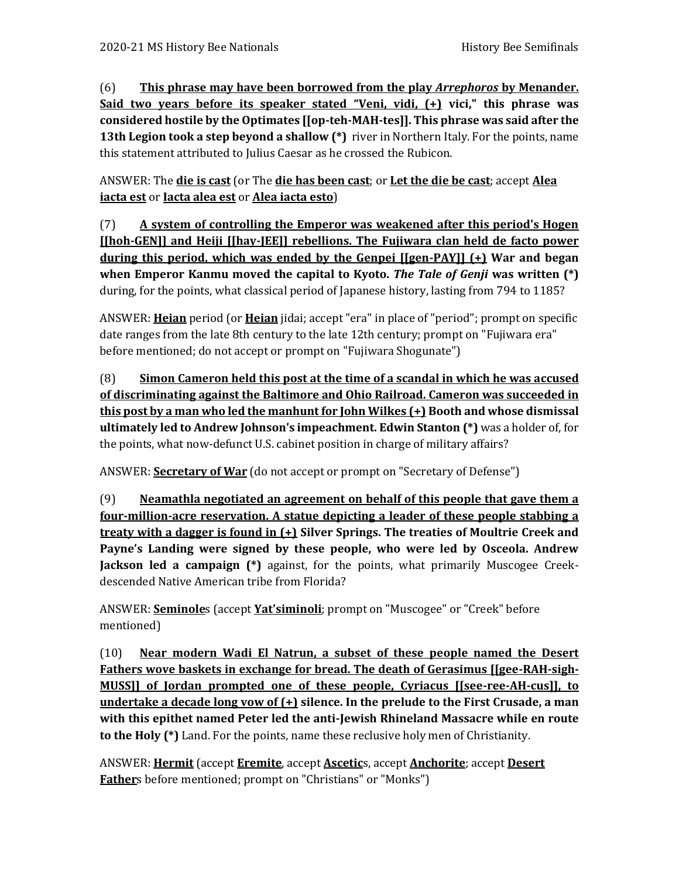(6) **<u>This phrase may have been borrowed from the play *Arrephoros* by Menander. Said two years before its speaker stated "Veni, vidi, (+)</u> vici," this phrase was considered hostile by the Optimates [[op-teh-MAH-tes]]. This phrase was said after the 13th Legion took a step beyond a shallow (*)** river in Northern Italy. For the points, name this statement attributed to Julius Caesar as he crossed the Rubicon.

ANSWER: The **<u>die is cast</u>** (or The **<u>die has been cast</u>**; or **<u>Let the die be cast</u>**; accept **<u>Alea iacta est</u>** or **<u>Iacta alea est</u>** or **<u>Alea iacta esto</u>**)

(7) **<u>A system of controlling the Emperor was weakened after this period's Hogen [[hoh-GEN]] and Heiji [[hay-JEE]] rebellions. The Fujiwara clan held de facto power during this period, which was ended by the Genpei [[gen-PAY]] (+)</u> War and began when Emperor Kanmu moved the capital to Kyoto. *The Tale of Genji* was written (*)** during, for the points, what classical period of Japanese history, lasting from 794 to 1185?

ANSWER: **<u>Heian</u>** period (or **<u>Heian</u>** jidai; accept "era" in place of "period"; prompt on specific date ranges from the late 8th century to the late 12th century; prompt on "Fujiwara era" before mentioned; do not accept or prompt on "Fujiwara Shogunate")

(8) **<u>Simon Cameron held this post at the time of a scandal in which he was accused of discriminating against the Baltimore and Ohio Railroad. Cameron was succeeded in this post by a man who led the manhunt for John Wilkes (+)</u> Booth and whose dismissal ultimately led to Andrew Johnson's impeachment. Edwin Stanton (*)** was a holder of, for the points, what now-defunct U.S. cabinet position in charge of military affairs?

ANSWER: **<u>Secretary of War</u>** (do not accept or prompt on "Secretary of Defense")

(9) **<u>Neamathla negotiated an agreement on behalf of this people that gave them a four-million-acre reservation. A statue depicting a leader of these people stabbing a treaty with a dagger is found in (+)</u> Silver Springs. The treaties of Moultrie Creek and Payne's Landing were signed by these people, who were led by Osceola. Andrew Jackson led a campaign (*)** against, for the points, what primarily Muscogee Creek-descended Native American tribe from Florida?

ANSWER: **<u>Seminole</u>**s (accept **<u>Yat'siminoli</u>**; prompt on "Muscogee" or "Creek" before mentioned)

(10) **<u>Near modern Wadi El Natrun, a subset of these people named the Desert Fathers wove baskets in exchange for bread. The death of Gerasimus [[gee-RAH-sigh-MUSS]] of Jordan prompted one of these people, Cyriacus [[see-ree-AH-cus]], to undertake a decade long vow of (+)</u> silence. In the prelude to the First Crusade, a man with this epithet named Peter led the anti-Jewish Rhineland Massacre while en route to the Holy (*)** Land. For the points, name these reclusive holy men of Christianity.

ANSWER: **<u>Hermit</u>** (accept **<u>Eremite</u>**, accept **<u>Ascetic</u>**s, accept **<u>Anchorite</u>**; accept **<u>Desert Father</u>**s before mentioned; prompt on "Christians" or "Monks")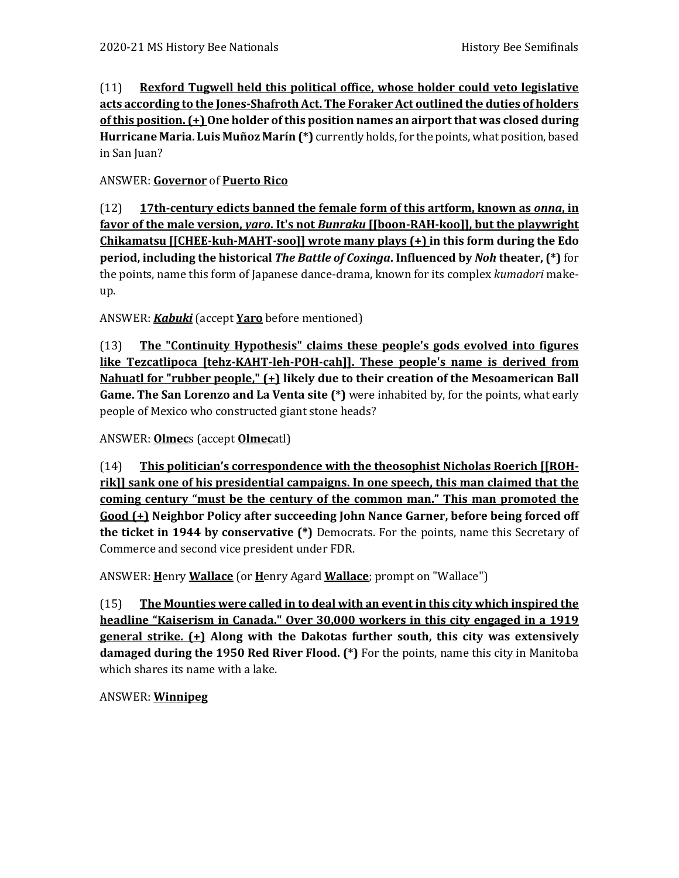(11) **<u>Rexford Tugwell held this political office, whose holder could veto legislative acts according to the Jones-Shafroth Act. The Foraker Act outlined the duties of holders of this position. (+)</u> One holder of this position names an airport that was closed during Hurricane Maria. Luis Muñoz Marín (*)** currently holds, for the points, what position, based in San Juan?

ANSWER: **<u>Governor</u>** of **<u>Puerto Rico</u>**

(12) **<u>17th-century edicts banned the female form of this artform, known as *onna*, in favor of the male version, *yaro*. It's not *Bunraku* [[boon-RAH-koo]], but the playwright Chikamatsu [[CHEE-kuh-MAHT-soo]] wrote many plays (+)</u> in this form during the Edo period, including the historical *The Battle of Coxinga*. Influenced by *Noh* theater, (*)** for the points, name this form of Japanese dance-drama, known for its complex *kumadori* make-up.

ANSWER: ***<u>Kabuki</u>*** (accept **<u>Yaro</u>** before mentioned)

(13) **<u>The "Continuity Hypothesis" claims these people's gods evolved into figures like Tezcatlipoca [tehz-KAHT-leh-POH-cah]]. These people's name is derived from Nahuatl for "rubber people," (+)</u> likely due to their creation of the Mesoamerican Ball Game. The San Lorenzo and La Venta site (*)** were inhabited by, for the points, what early people of Mexico who constructed giant stone heads?

ANSWER: **<u>Olmec</u>**s (accept **<u>Olmec</u>**atl)

(14) **<u>This politician's correspondence with the theosophist Nicholas Roerich [[ROH-rik]] sank one of his presidential campaigns. In one speech, this man claimed that the coming century "must be the century of the common man." This man promoted the Good (+)</u> Neighbor Policy after succeeding John Nance Garner, before being forced off the ticket in 1944 by conservative (*)** Democrats. For the points, name this Secretary of Commerce and second vice president under FDR.

ANSWER: **<u>H</u>**enry **<u>Wallace</u>** (or **<u>H</u>**enry Agard **<u>Wallace</u>**; prompt on "Wallace")

(15) **<u>The Mounties were called in to deal with an event in this city which inspired the headline "Kaiserism in Canada." Over 30,000 workers in this city engaged in a 1919 general strike. (+)</u> Along with the Dakotas further south, this city was extensively damaged during the 1950 Red River Flood. (*)** For the points, name this city in Manitoba which shares its name with a lake.

ANSWER: **<u>Winnipeg</u>**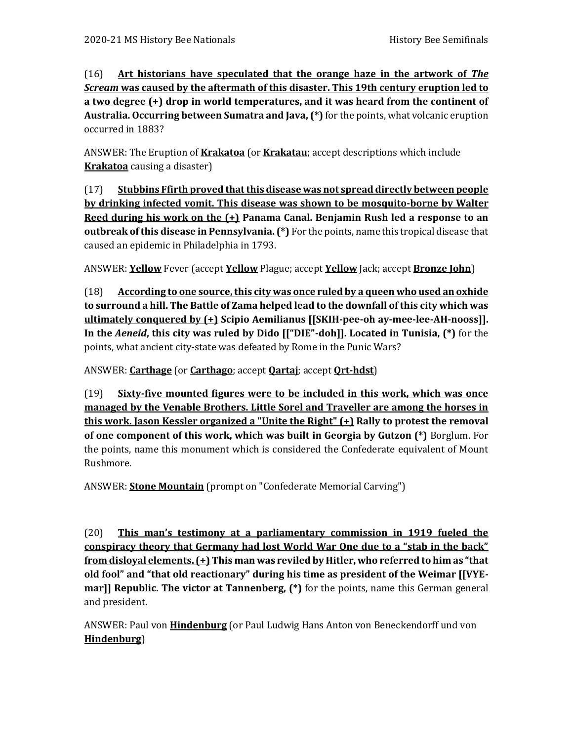(16) **<u>Art historians have speculated that the orange haze in the artwork of *The Scream* was caused by the aftermath of this disaster. This 19th century eruption led to a two degree (+)</u> drop in world temperatures, and it was heard from the continent of Australia. Occurring between Sumatra and Java, (*)** for the points, what volcanic eruption occurred in 1883?

ANSWER: The Eruption of **<u>Krakatoa</u>** (or **<u>Krakatau</u>**; accept descriptions which include **<u>Krakatoa</u>** causing a disaster)

(17) **<u>Stubbins Ffirth proved that this disease was not spread directly between people by drinking infected vomit. This disease was shown to be mosquito-borne by Walter Reed during his work on the (+)</u> Panama Canal. Benjamin Rush led a response to an outbreak of this disease in Pennsylvania. (*)** For the points, name this tropical disease that caused an epidemic in Philadelphia in 1793.

ANSWER: **<u>Yellow</u>** Fever (accept **<u>Yellow</u>** Plague; accept **<u>Yellow</u>** Jack; accept **<u>Bronze John</u>**)

(18) **<u>According to one source, this city was once ruled by a queen who used an oxhide to surround a hill. The Battle of Zama helped lead to the downfall of this city which was ultimately conquered by (+)</u> Scipio Aemilianus [[SKIH-pee-oh ay-mee-lee-AH-nooss]]. In the *Aeneid*, this city was ruled by Dido [["DIE"-doh]]. Located in Tunisia, (*)** for the points, what ancient city-state was defeated by Rome in the Punic Wars?

ANSWER: **<u>Carthage</u>** (or **<u>Carthago</u>**; accept **<u>Qartaj</u>**; accept **<u>Qrt-hdst</u>**)

(19) **<u>Sixty-five mounted figures were to be included in this work, which was once managed by the Venable Brothers. Little Sorel and Traveller are among the horses in this work. Jason Kessler organized a "Unite the Right" (+)</u> Rally to protest the removal of one component of this work, which was built in Georgia by Gutzon (*)** Borglum. For the points, name this monument which is considered the Confederate equivalent of Mount Rushmore.

ANSWER: **<u>Stone Mountain</u>** (prompt on "Confederate Memorial Carving")

(20) **<u>This man's testimony at a parliamentary commission in 1919 fueled the conspiracy theory that Germany had lost World War One due to a "stab in the back" from disloyal elements. (+)</u> This man was reviled by Hitler, who referred to him as "that old fool" and "that old reactionary" during his time as president of the Weimar [[VYE-mar]] Republic. The victor at Tannenberg, (*)** for the points, name this German general and president.

ANSWER: Paul von **<u>Hindenburg</u>** (or Paul Ludwig Hans Anton von Beneckendorff und von **<u>Hindenburg</u>**)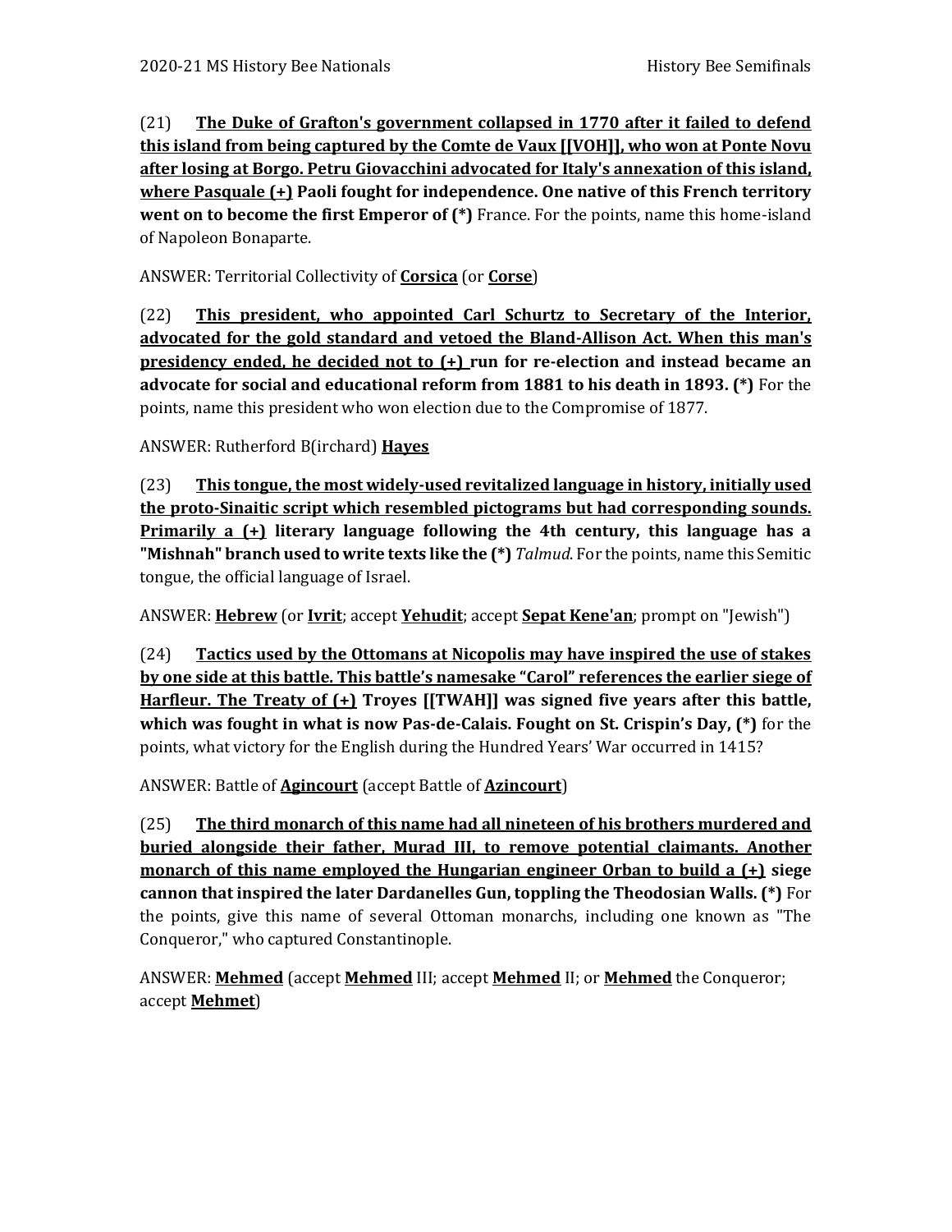(21) **<u>The Duke of Grafton's government collapsed in 1770 after it failed to defend this island from being captured by the Comte de Vaux [[VOH]], who won at Ponte Novu after losing at Borgo. Petru Giovacchini advocated for Italy's annexation of this island, where Pasquale (+)</u> Paoli fought for independence. One native of this French territory went on to become the first Emperor of (*)** France. For the points, name this home-island of Napoleon Bonaparte.

ANSWER: Territorial Collectivity of **<u>Corsica</u>** (or **<u>Corse</u>**)

(22) **<u>This president, who appointed Carl Schurtz to Secretary of the Interior, advocated for the gold standard and vetoed the Bland-Allison Act. When this man's presidency ended, he decided not to (+)</u> run for re-election and instead became an advocate for social and educational reform from 1881 to his death in 1893. (*)** For the points, name this president who won election due to the Compromise of 1877.

ANSWER: Rutherford B(irchard) **<u>Hayes</u>**

(23) **<u>This tongue, the most widely-used revitalized language in history, initially used the proto-Sinaitic script which resembled pictograms but had corresponding sounds. Primarily a (+)</u> literary language following the 4th century, this language has a "Mishnah" branch used to write texts like the (*)** *Talmud*. For the points, name this Semitic tongue, the official language of Israel.

ANSWER: **<u>Hebrew</u>** (or **<u>Ivrit</u>**; accept **<u>Yehudit</u>**; accept **<u>Sepat Kene'an</u>**; prompt on "Jewish")

(24) **<u>Tactics used by the Ottomans at Nicopolis may have inspired the use of stakes by one side at this battle. This battle's namesake "Carol" references the earlier siege of Harfleur. The Treaty of (+)</u> Troyes [[TWAH]] was signed five years after this battle, which was fought in what is now Pas-de-Calais. Fought on St. Crispin's Day, (*)** for the points, what victory for the English during the Hundred Years' War occurred in 1415?

ANSWER: Battle of **<u>Agincourt</u>** (accept Battle of **<u>Azincourt</u>**)

(25) **<u>The third monarch of this name had all nineteen of his brothers murdered and buried alongside their father, Murad III, to remove potential claimants. Another monarch of this name employed the Hungarian engineer Orban to build a (+)</u> siege cannon that inspired the later Dardanelles Gun, toppling the Theodosian Walls. (*)** For the points, give this name of several Ottoman monarchs, including one known as "The Conqueror," who captured Constantinople.

ANSWER: **<u>Mehmed</u>** (accept **<u>Mehmed</u>** III; accept **<u>Mehmed</u>** II; or **<u>Mehmed</u>** the Conqueror; accept **<u>Mehmet</u>**)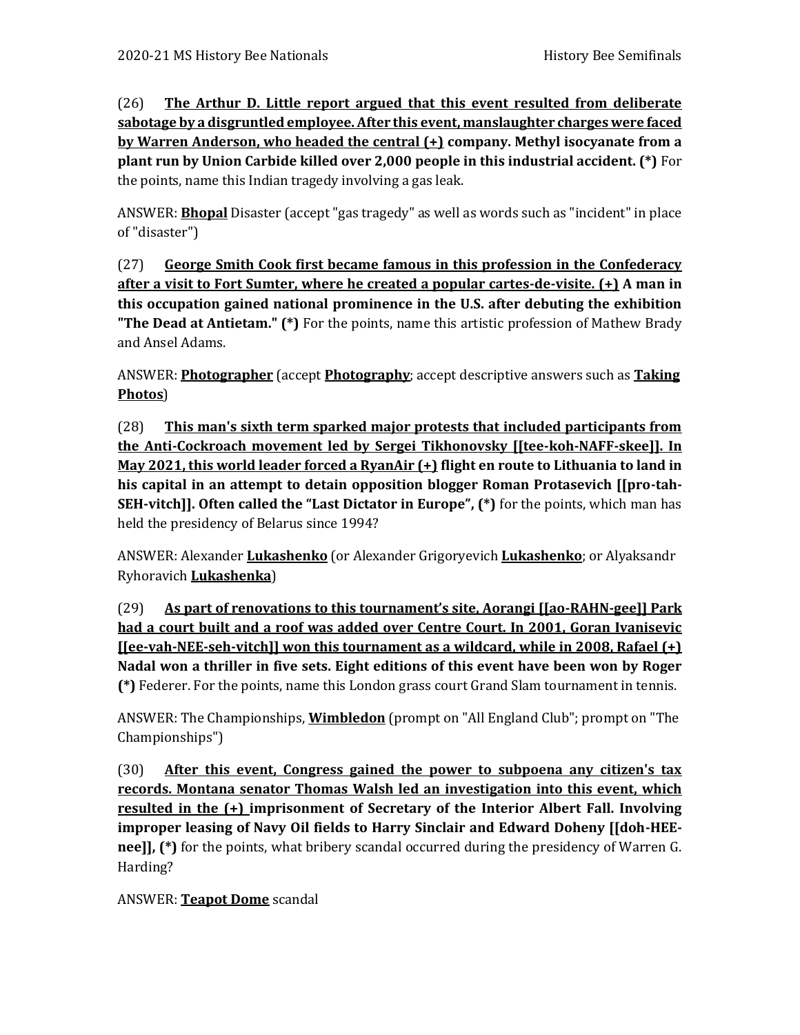(26) **<u>The Arthur D. Little report argued that this event resulted from deliberate sabotage by a disgruntled employee. After this event, manslaughter charges were faced by Warren Anderson, who headed the central (+)</u> company. Methyl isocyanate from a plant run by Union Carbide killed over 2,000 people in this industrial accident. (*)** For the points, name this Indian tragedy involving a gas leak.

ANSWER: **<u>Bhopal</u>** Disaster (accept "gas tragedy" as well as words such as "incident" in place of "disaster")

(27) **<u>George Smith Cook first became famous in this profession in the Confederacy after a visit to Fort Sumter, where he created a popular cartes-de-visite. (+)</u> A man in this occupation gained national prominence in the U.S. after debuting the exhibition "The Dead at Antietam." (*)** For the points, name this artistic profession of Mathew Brady and Ansel Adams.

ANSWER: **<u>Photographer</u>** (accept **<u>Photography</u>**; accept descriptive answers such as **<u>Taking Photos</u>**)

(28) **<u>This man's sixth term sparked major protests that included participants from the Anti-Cockroach movement led by Sergei Tikhonovsky [[tee-koh-NAFF-skee]]. In May 2021, this world leader forced a RyanAir (+)</u> flight en route to Lithuania to land in his capital in an attempt to detain opposition blogger Roman Protasevich [[pro-tah-SEH-vitch]]. Often called the "Last Dictator in Europe", (*)** for the points, which man has held the presidency of Belarus since 1994?

ANSWER: Alexander **<u>Lukashenko</u>** (or Alexander Grigoryevich **<u>Lukashenko</u>**; or Alyaksandr Ryhoravich **<u>Lukashenka</u>**)

(29) **<u>As part of renovations to this tournament's site, Aorangi [[ao-RAHN-gee]] Park had a court built and a roof was added over Centre Court. In 2001, Goran Ivanisevic [[ee-vah-NEE-seh-vitch]] won this tournament as a wildcard, while in 2008, Rafael (+)</u> Nadal won a thriller in five sets. Eight editions of this event have been won by Roger (*)** Federer. For the points, name this London grass court Grand Slam tournament in tennis.

ANSWER: The Championships, **<u>Wimbledon</u>** (prompt on "All England Club"; prompt on "The Championships")

(30) **<u>After this event, Congress gained the power to subpoena any citizen's tax records. Montana senator Thomas Walsh led an investigation into this event, which resulted in the (+)</u> imprisonment of Secretary of the Interior Albert Fall. Involving improper leasing of Navy Oil fields to Harry Sinclair and Edward Doheny [[doh-HEE-nee]], (*)** for the points, what bribery scandal occurred during the presidency of Warren G. Harding?

ANSWER: **<u>Teapot Dome</u>** scandal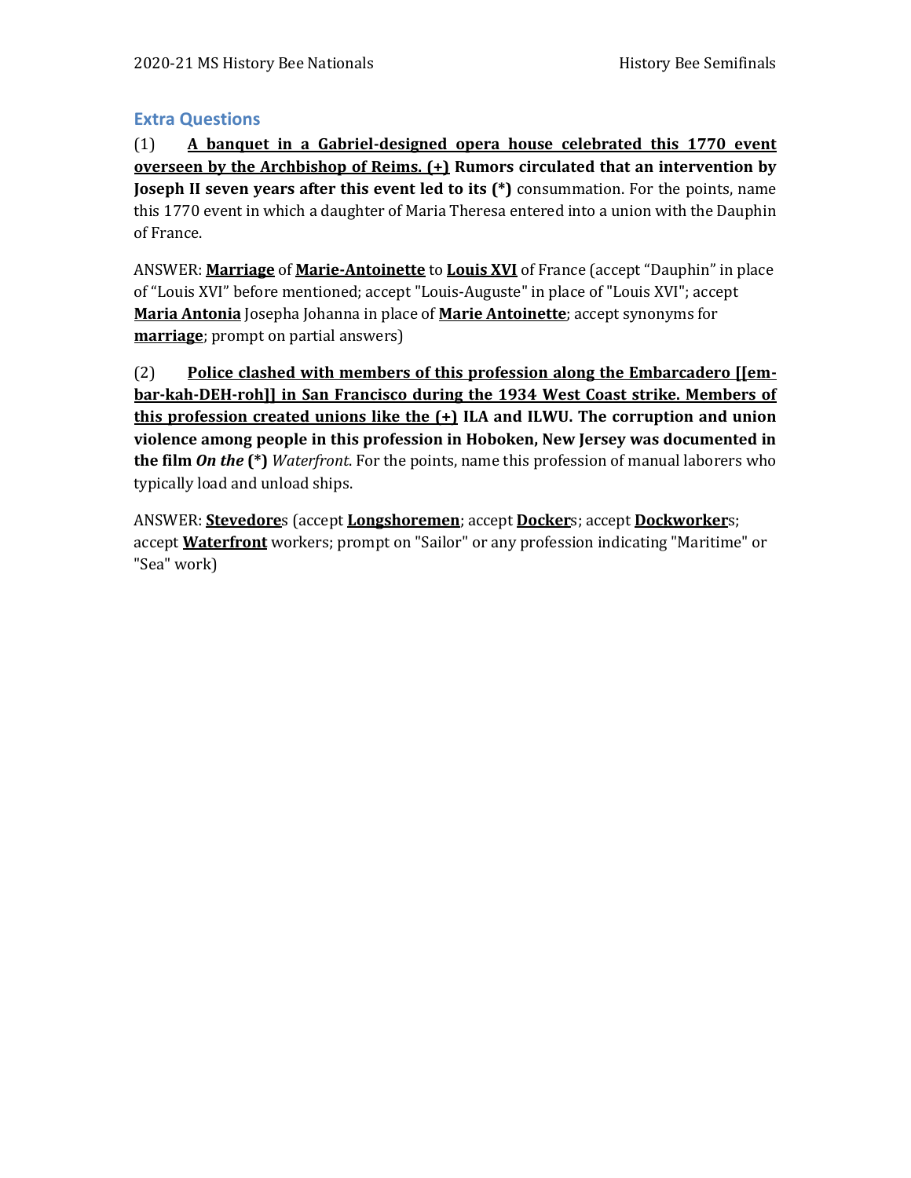## Extra Questions

(1) **<u>A banquet in a Gabriel-designed opera house celebrated this 1770 event overseen by the Archbishop of Reims. (+)</u> Rumors circulated that an intervention by Joseph II seven years after this event led to its (*)** consummation. For the points, name this 1770 event in which a daughter of Maria Theresa entered into a union with the Dauphin of France.

ANSWER: **<u>Marriage</u>** of **<u>Marie-Antoinette</u>** to **<u>Louis XVI</u>** of France (accept "Dauphin" in place of "Louis XVI" before mentioned; accept "Louis-Auguste" in place of "Louis XVI"; accept **<u>Maria Antonia</u>** Josepha Johanna in place of **<u>Marie Antoinette</u>**; accept synonyms for **<u>marriage</u>**; prompt on partial answers)

(2) **<u>Police clashed with members of this profession along the Embarcadero [[em-bar-kah-DEH-roh]] in San Francisco during the 1934 West Coast strike. Members of this profession created unions like the (+)</u> ILA and ILWU. The corruption and union violence among people in this profession in Hoboken, New Jersey was documented in the film *On the* (*)** *Waterfront*. For the points, name this profession of manual laborers who typically load and unload ships.

ANSWER: **<u>Stevedore</u>**s (accept **<u>Longshoremen</u>**; accept **<u>Docker</u>**s; accept **<u>Dockworker</u>**s; accept **<u>Waterfront</u>** workers; prompt on "Sailor" or any profession indicating "Maritime" or "Sea" work)